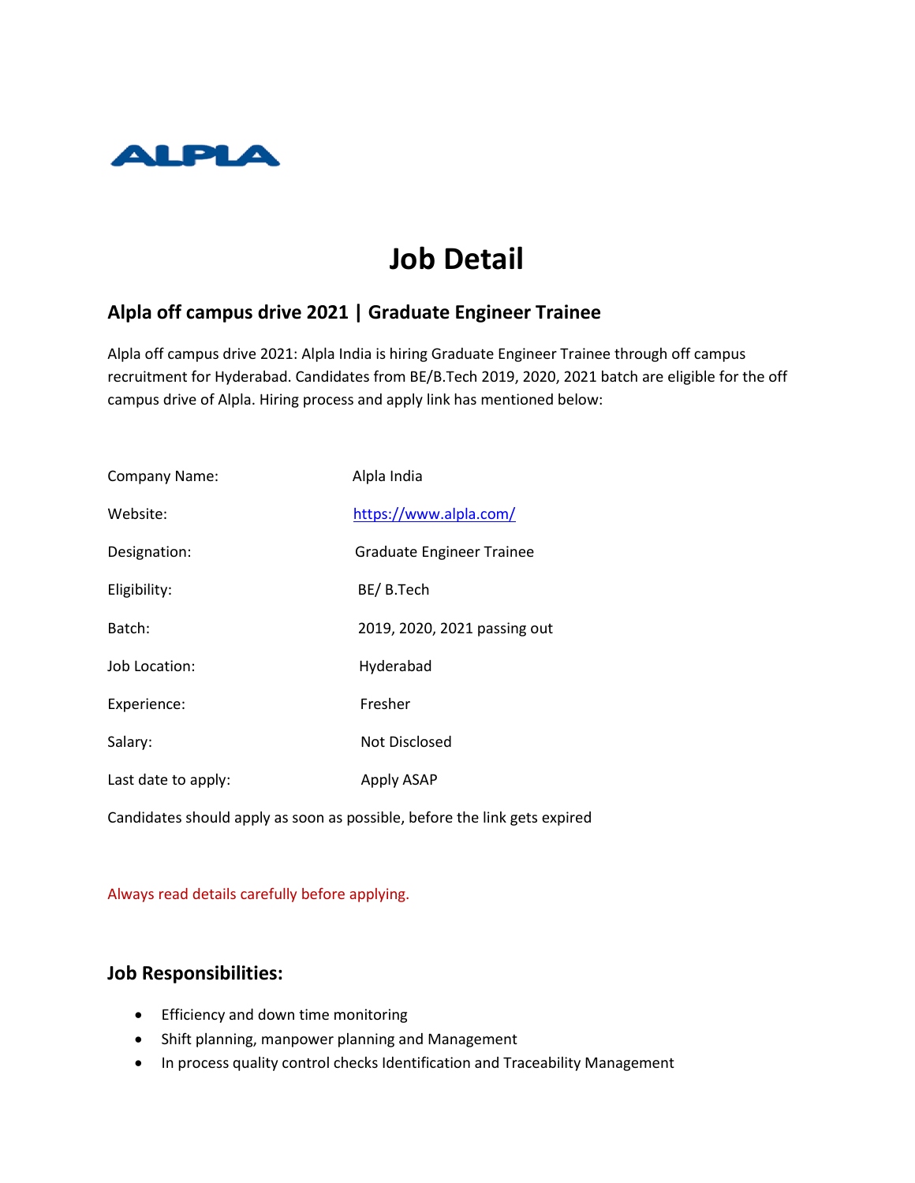ALPLA

# Job Detail

## Alpla off campus drive 2021 | Graduate Engineer Trainee

Alpla off campus drive 2021: Alpla India is hiring Graduate Engineer Trainee through off campus recruitment for Hyderabad. Candidates from BE/B.Tech 2019, 2020, 2021 batch are eligible for the off campus drive of Alpla. Hiring process and apply link has mentioned below:

| | |
|---|---|
| Company Name: | Alpla India |
| Website: | https://www.alpla.com/ |
| Designation: | Graduate Engineer Trainee |
| Eligibility: | BE/ B.Tech |
| Batch: | 2019, 2020, 2021 passing out |
| Job Location: | Hyderabad |
| Experience: | Fresher |
| Salary: | Not Disclosed |
| Last date to apply: | Apply ASAP |

Candidates should apply as soon as possible, before the link gets expired

Always read details carefully before applying.

### Job Responsibilities:

- Efficiency and down time monitoring
- Shift planning, manpower planning and Management
- In process quality control checks Identification and Traceability Management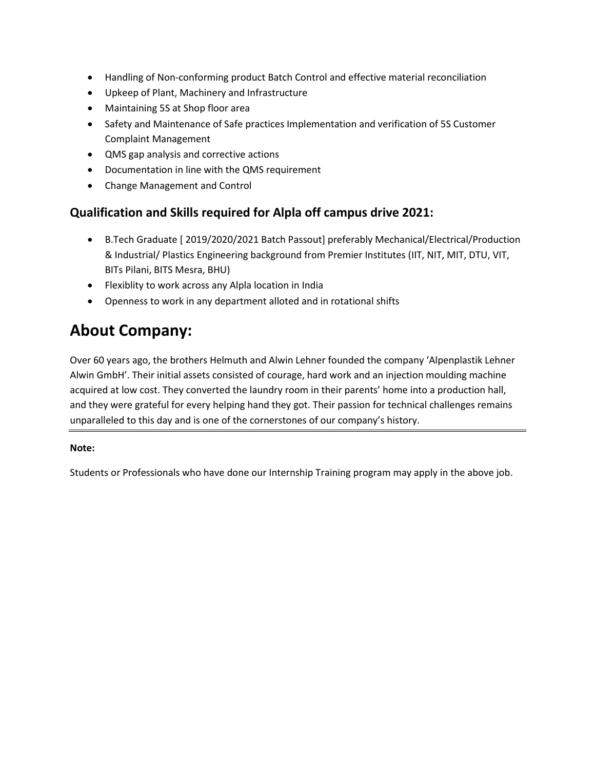- Handling of Non-conforming product Batch Control and effective material reconciliation
- Upkeep of Plant, Machinery and Infrastructure
- Maintaining 5S at Shop floor area
- Safety and Maintenance of Safe practices Implementation and verification of 5S Customer Complaint Management
- QMS gap analysis and corrective actions
- Documentation in line with the QMS requirement
- Change Management and Control

### Qualification and Skills required for Alpla off campus drive 2021:

- B.Tech Graduate [ 2019/2020/2021 Batch Passout] preferably Mechanical/Electrical/Production & Industrial/ Plastics Engineering background from Premier Institutes (IIT, NIT, MIT, DTU, VIT, BITs Pilani, BITS Mesra, BHU)
- Flexiblity to work across any Alpla location in India
- Openness to work in any department alloted and in rotational shifts

## About Company:

Over 60 years ago, the brothers Helmuth and Alwin Lehner founded the company 'Alpenplastik Lehner Alwin GmbH'. Their initial assets consisted of courage, hard work and an injection moulding machine acquired at low cost. They converted the laundry room in their parents' home into a production hall, and they were grateful for every helping hand they got. Their passion for technical challenges remains unparalleled to this day and is one of the cornerstones of our company's history.

---

**Note:**

Students or Professionals who have done our Internship Training program may apply in the above job.